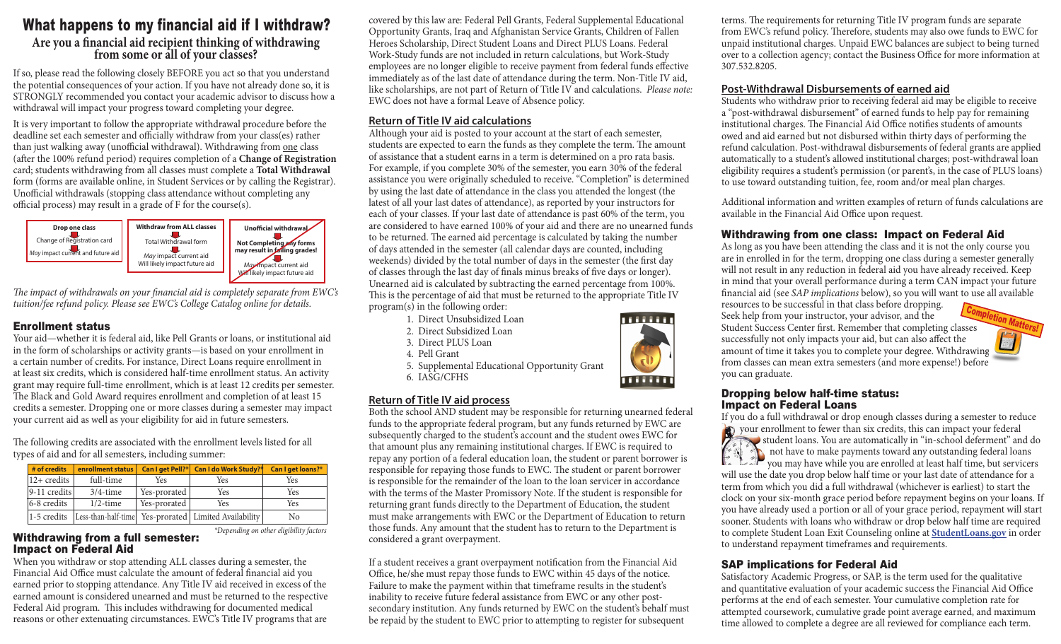# What happens to my financial aid if I withdraw?

## Are you a financial aid recipient thinking of withdrawing from some or all of your classes?

If so, please read the following closely BEFORE you act so that you understand the potential consequences of your action. If you have not already done so, it is STRONGLY recommended you contact your academic advisor to discuss how a withdrawal will impact your progress toward completing your degree.

It is very important to follow the appropriate withdrawal procedure before the deadline set each semester and officially withdraw from your class(es) rather than just walking away (unofficial withdrawal). Withdrawing from one class (after the 100% refund period) requires completion of a **Change of Registration** card; students withdrawing from all classes must complete a **Total Withdrawal** form (forms are available online, in Student Services or by calling the Registrar). Unofficial withdrawals (stopping class attendance without completing any official process) may result in a grade of F for the course(s).

**Drop one class**
Change of Registration card
*May* impact current and future aid

**Withdraw from ALL classes**
Total Withdrawal form
*May* impact current aid
Will likely impact future aid

**Unofficial withdrawal**
**Not Completing any forms may result in failing grades!**
*May* impact current aid
Will likely impact future aid

*The impact of withdrawals on your financial aid is completely separate from EWC's tuition/fee refund policy. Please see EWC's College Catalog online for details.*

### Enrollment status

Your aid—whether it is federal aid, like Pell Grants or loans, or institutional aid in the form of scholarships or activity grants—is based on your enrollment in a certain number of credits. For instance, Direct Loans require enrollment in at least six credits, which is considered half-time enrollment status. An activity grant may require full-time enrollment, which is at least 12 credits per semester. The Black and Gold Award requires enrollment and completion of at least 15 credits a semester. Dropping one or more classes during a semester may impact your current aid as well as your eligibility for aid in future semesters.

The following credits are associated with the enrollment levels listed for all types of aid and for all semesters, including summer:

| # of credits | enrollment status | Can I get Pell?* | Can I do Work Study?* | Can I get loans?* |
|---|---|---|---|---|
| 12+ credits | full-time | Yes | Yes | Yes |
| 9-11 credits | 3/4-time | Yes-prorated | Yes | Yes |
| 6-8 credits | 1/2-time | Yes-prorated | Yes | Yes |
| 1-5 credits | Less-than-half-time | Yes-prorated | Limited Availability | No |

*\*Depending on other eligibility factors*

### Withdrawing from a full semester: Impact on Federal Aid

When you withdraw or stop attending ALL classes during a semester, the Financial Aid Office must calculate the amount of federal financial aid you earned prior to stopping attendance. Any Title IV aid received in excess of the earned amount is considered unearned and must be returned to the respective Federal Aid program. This includes withdrawing for documented medical reasons or other extenuating circumstances. EWC's Title IV programs that are covered by this law are: Federal Pell Grants, Federal Supplemental Educational Opportunity Grants, Iraq and Afghanistan Service Grants, Children of Fallen Heroes Scholarship, Direct Student Loans and Direct PLUS Loans. Federal Work-Study funds are not included in return calculations, but Work-Study employees are no longer eligible to receive payment from federal funds effective immediately as of the last date of attendance during the term. Non-Title IV aid, like scholarships, are not part of Return of Title IV aid calculations. *Please note:* EWC does not have a formal Leave of Absence policy.

#### Return of Title IV aid calculations

Although your aid is posted to your account at the start of each semester, students are expected to earn the funds as they complete the term. The amount of assistance that a student earns in a term is determined on a pro rata basis. For example, if you complete 30% of the semester, you earn 30% of the federal assistance you were originally scheduled to receive. "Completion" is determined by using the last date of attendance in the class you attended the longest (the latest of all your last dates of attendance), as reported by your instructors for each of your classes. If your last date of attendance is past 60% of the term, you are considered to have earned 100% of your aid and there are no unearned funds to be returned. The earned aid percentage is calculated by taking the number of days attended in the semester (all calendar days are counted, including weekends) divided by the total number of days in the semester (the first day of classes through the last day of finals minus breaks of five days or longer). Unearned aid is calculated by subtracting the earned percentage from 100%. This is the percentage of aid that must be returned to the appropriate Title IV program(s) in the following order:

1. Direct Unsubsidized Loan
2. Direct Subsidized Loan
3. Direct PLUS Loan
4. Pell Grant
5. Supplemental Educational Opportunity Grant
6. IASG/CFHS

#### Return of Title IV aid process

Both the school AND student may be responsible for returning unearned federal funds to the appropriate federal program, but any funds returned by EWC are subsequently charged to the student's account and the student owes EWC for that amount plus any remaining institutional charges. If EWC is required to repay any portion of a federal education loan, the student or parent borrower is responsible for repaying those funds to EWC. The student or parent borrower is responsible for the remainder of the loan to the loan servicer in accordance with the terms of the Master Promissory Note. If the student is responsible for returning grant funds directly to the Department of Education, the student must make arrangements with EWC or the Department of Education to return those funds. Any amount that the student has to return to the Department is considered a grant overpayment.

If a student receives a grant overpayment notification from the Financial Aid Office, he/she must repay those funds to EWC within 45 days of the notice. Failure to make the payment within that timeframe results in the student's inability to receive future federal assistance from EWC or any other post-secondary institution. Any funds returned by EWC on the student's behalf must be repaid by the student to EWC prior to attempting to register for subsequent terms. The requirements for returning Title IV program funds are separate from EWC's refund policy. Therefore, students may also owe funds to EWC for unpaid institutional charges. Unpaid EWC balances are subject to being turned over to a collection agency; contact the Business Office for more information at 307.532.8205.

#### Post-Withdrawal Disbursements of earned aid

Students who withdraw prior to receiving federal aid may be eligible to receive a "post-withdrawal disbursement" of earned funds to help pay for remaining institutional charges. The Financial Aid Office notifies students of amounts owed and aid earned but not disbursed within thirty days of performing the refund calculation. Post-withdrawal disbursements of federal grants are applied automatically to a student's allowed institutional charges; post-withdrawal loan eligibility requires a student's permission (or parent's, in the case of PLUS loans) to use toward outstanding tuition, fee, room and/or meal plan charges.

Additional information and written examples of return of funds calculations are available in the Financial Aid Office upon request.

### Withdrawing from one class: Impact on Federal Aid

As long as you have been attending the class and it is not the only course you are in enrolled in for the term, dropping one class during a semester generally will not result in any reduction in federal aid you have already received. Keep in mind that your overall performance during a term CAN impact your future financial aid (see *SAP implications* below), so you will want to use all available resources to be successful in that class before dropping. Seek help from your instructor, your advisor, and the Student Success Center first. Remember that completing classes successfully not only impacts your aid, but can also affect the amount of time it takes you to complete your degree. Withdrawing from classes can mean extra semesters (and more expense!) before you can graduate.

**Completion Matters!**

### Dropping below half-time status: Impact on Federal Loans

If you do a full withdrawal or drop enough classes during a semester to reduce your enrollment to fewer than six credits, this can impact your federal student loans. You are automatically in "in-school deferment" and do not have to make payments toward any outstanding federal loans you may have while you are enrolled at least half time, but servicers will use the date you drop below half time or your last date of attendance for a term from which you did a full withdrawal (whichever is earliest) to start the clock on your six-month grace period before repayment begins on your loans. If you have already used a portion or all of your grace period, repayment will start sooner. Students with loans who withdraw or drop below half time are required to complete Student Loan Exit Counseling online at **StudentLoans.gov** in order to understand repayment timeframes and requirements.

### SAP implications for Federal Aid

Satisfactory Academic Progress, or SAP, is the term used for the qualitative and quantitative evaluation of your academic success the Financial Aid Office performs at the end of each semester. Your cumulative completion rate for attempted coursework, cumulative grade point average earned, and maximum time allowed to complete a degree are all reviewed for compliance each term.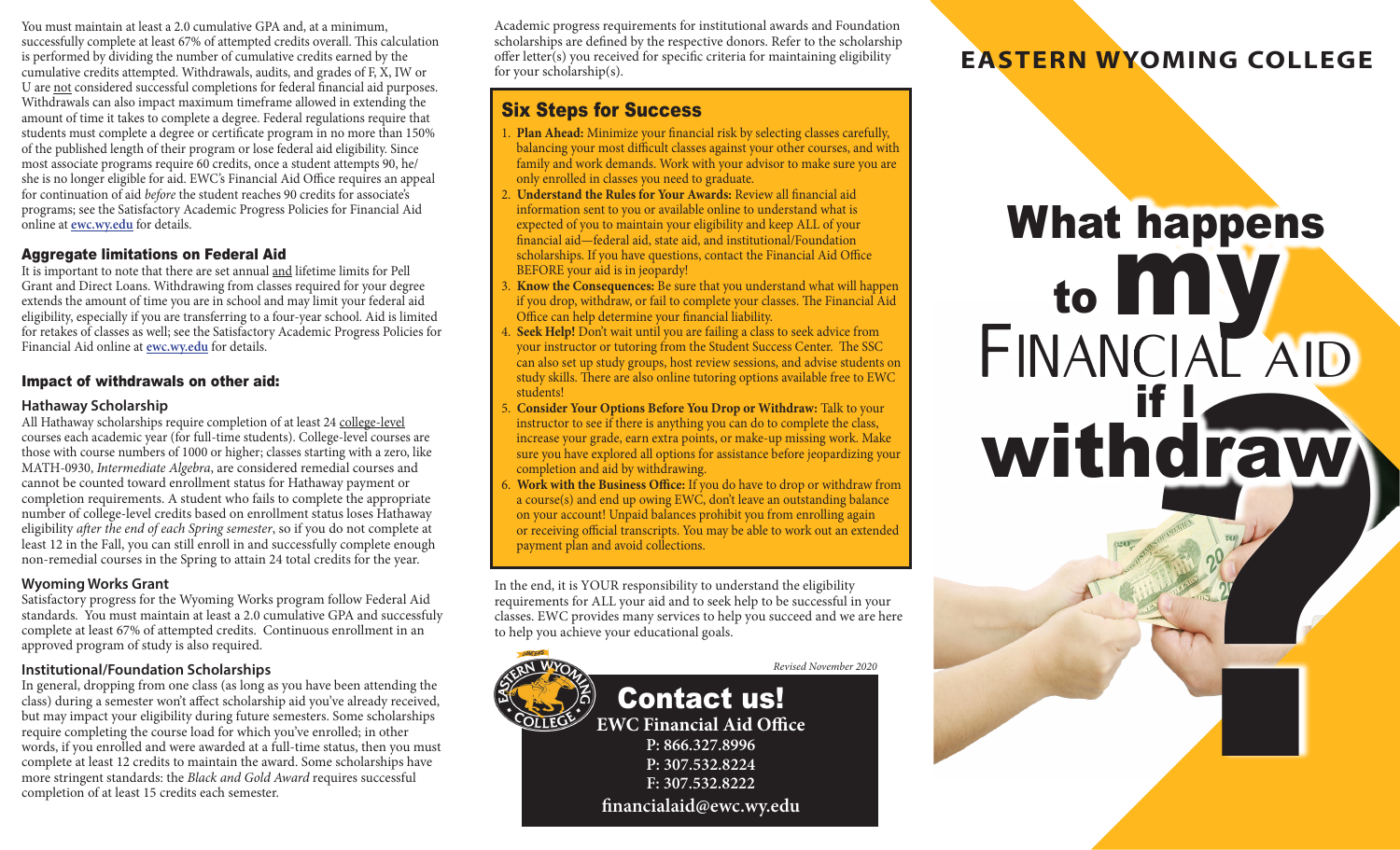You must maintain at least a 2.0 cumulative GPA and, at a minimum, successfully complete at least 67% of attempted credits overall. This calculation is performed by dividing the number of cumulative credits earned by the cumulative credits attempted. Withdrawals, audits, and grades of F, X, IW or U are not considered successful completions for federal financial aid purposes. Withdrawals can also impact maximum timeframe allowed in extending the amount of time it takes to complete a degree. Federal regulations require that students must complete a degree or certificate program in no more than 150% of the published length of their program or lose federal aid eligibility. Since most associate programs require 60 credits, once a student attempts 90, he/she is no longer eligible for aid. EWC's Financial Aid Office requires an appeal for continuation of aid *before* the student reaches 90 credits for associate's programs; see the Satisfactory Academic Progress Policies for Financial Aid online at **ewc.wy.edu** for details.

## Aggregate limitations on Federal Aid

It is important to note that there are set annual and lifetime limits for Pell Grant and Direct Loans. Withdrawing from classes required for your degree extends the amount of time you are in school and may limit your federal aid eligibility, especially if you are transferring to a four-year school. Aid is limited for retakes of classes as well; see the Satisfactory Academic Progress Policies for Financial Aid online at **ewc.wy.edu** for details.

## Impact of withdrawals on other aid:

### Hathaway Scholarship

All Hathaway scholarships require completion of at least 24 college-level courses each academic year (for full-time students). College-level courses are those with course numbers of 1000 or higher; classes starting with a zero, like MATH-0930, *Intermediate Algebra*, are considered remedial courses and cannot be counted toward enrollment status for Hathaway payment or completion requirements. A student who fails to complete the appropriate number of college-level credits based on enrollment status loses Hathaway eligibility *after the end of each Spring semester*, so if you do not complete at least 12 in the Fall, you can still enroll in and successfully complete enough non-remedial courses in the Spring to attain 24 total credits for the year.

### Wyoming Works Grant

Satisfactory progress for the Wyoming Works program follow Federal Aid standards. You must maintain at least a 2.0 cumulative GPA and successfully complete at least 67% of attempted credits. Continuous enrollment in an approved program of study is also required.

### Institutional/Foundation Scholarships

In general, dropping from one class (as long as you have been attending the class) during a semester won't affect scholarship aid you've already received, but may impact your eligibility during future semesters. Some scholarships require completing the course load for which you've enrolled; in other words, if you enrolled and were awarded at a full-time status, then you must complete at least 12 credits to maintain the award. Some scholarships have more stringent standards: the *Black and Gold Award* requires successful completion of at least 15 credits each semester.

Academic progress requirements for institutional awards and Foundation scholarships are defined by the respective donors. Refer to the scholarship offer letter(s) you received for specific criteria for maintaining eligibility for your scholarship(s).

## Six Steps for Success

1. **Plan Ahead:** Minimize your financial risk by selecting classes carefully, balancing your most difficult classes against your other courses, and with family and work demands. Work with your advisor to make sure you are only enrolled in classes you need to graduate.
2. **Understand the Rules for Your Awards:** Review all financial aid information sent to you or available online to understand what is expected of you to maintain your eligibility and keep ALL of your financial aid—federal aid, state aid, and institutional/Foundation scholarships. If you have questions, contact the Financial Aid Office BEFORE your aid is in jeopardy!
3. **Know the Consequences:** Be sure that you understand what will happen if you drop, withdraw, or fail to complete your classes. The Financial Aid Office can help determine your financial liability.
4. **Seek Help!** Don't wait until you are failing a class to seek advice from your instructor or tutoring from the Student Success Center. The SSC can also set up study groups, host review sessions, and advise students on study skills. There are also online tutoring options available free to EWC students!
5. **Consider Your Options Before You Drop or Withdraw:** Talk to your instructor to see if there is anything you can do to complete the class, increase your grade, earn extra points, or make-up missing work. Make sure you have explored all options for assistance before jeopardizing your completion and aid by withdrawing.
6. **Work with the Business Office:** If you do have to drop or withdraw from a course(s) and end up owing EWC, don't leave an outstanding balance on your account! Unpaid balances prohibit you from enrolling again or receiving official transcripts. You may be able to work out an extended payment plan and avoid collections.

In the end, it is YOUR responsibility to understand the eligibility requirements for ALL your aid and to seek help to be successful in your classes. EWC provides many services to help you succeed and we are here to help you achieve your educational goals.

*Revised November 2020*

## Contact us!

**EWC Financial Aid Office**
**P: 866.327.8996**
**P: 307.532.8224**
**F: 307.532.8222**
**financialaid@ewc.wy.edu**

# EASTERN WYOMING COLLEGE

# What happens to my FINANCIAL AID if I withdraw?